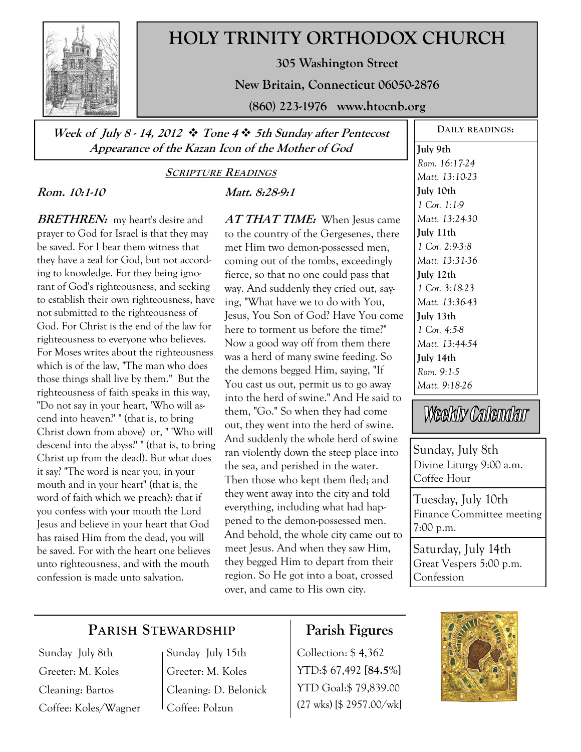# HOLY TRINITY ORTHODOX CHURCH

**305 Washington Street**

**New Britain, Connecticut 06050-2876**

**(860) 223-1976 www.htocnb.org**

***Week of July 8 - 14, 2012 ❖ Tone 4 ❖ 5th Sunday after Pentecost***
***Appearance of the Kazan Icon of the Mother of God***

## SCRIPTURE READINGS

### *Rom. 10:1-10*

***BRETHREN:*** my heart's desire and prayer to God for Israel is that they may be saved. For I bear them witness that they have a zeal for God, but not according to knowledge. For they being ignorant of God's righteousness, and seeking to establish their own righteousness, have not submitted to the righteousness of God. For Christ is the end of the law for righteousness to everyone who believes. For Moses writes about the righteousness which is of the law, "The man who does those things shall live by them." But the righteousness of faith speaks in this way, "Do not say in your heart, 'Who will ascend into heaven?' " (that is, to bring Christ down from above) or, " 'Who will descend into the abyss?' " (that is, to bring Christ up from the dead). But what does it say? "The word is near you, in your mouth and in your heart" (that is, the word of faith which we preach): that if you confess with your mouth the Lord Jesus and believe in your heart that God has raised Him from the dead, you will be saved. For with the heart one believes unto righteousness, and with the mouth confession is made unto salvation.

### *Matt. 8:28-9:1*

***AT THAT TIME:*** When Jesus came to the country of the Gergesenes, there met Him two demon-possessed men, coming out of the tombs, exceedingly fierce, so that no one could pass that way. And suddenly they cried out, saying, "What have we to do with You, Jesus, You Son of God? Have You come here to torment us before the time?" Now a good way off from them there was a herd of many swine feeding. So the demons begged Him, saying, "If You cast us out, permit us to go away into the herd of swine." And He said to them, "Go." So when they had come out, they went into the herd of swine. And suddenly the whole herd of swine ran violently down the steep place into the sea, and perished in the water. Then those who kept them fled; and they went away into the city and told everything, including what had happened to the demon-possessed men. And behold, the whole city came out to meet Jesus. And when they saw Him, they begged Him to depart from their region. So He got into a boat, crossed over, and came to His own city.

## DAILY READINGS:

**July 9th**
*Rom. 16:17-24*
*Matt. 13:10-23*

**July 10th**
*1 Cor. 1:1-9*
*Matt. 13:24-30*

**July 11th**
*1 Cor. 2:9-3:8*
*Matt. 13:31-36*

**July 12th**
*1 Cor. 3:18-23*
*Matt. 13:36-43*

**July 13th**
*1 Cor. 4:5-8*
*Matt. 13:44-54*

**July 14th**
*Rom. 9:1-5*
*Matt. 9:18-26*

## Weekly Calendar

**Sunday, July 8th**
Divine Liturgy 9:00 a.m.
Coffee Hour

**Tuesday, July 10th**
Finance Committee meeting 7:00 p.m.

**Saturday, July 14th**
Great Vespers 5:00 p.m.
Confession

## PARISH STEWARDSHIP

Sunday July 8th
Greeter: M. Koles
Cleaning: Bartos
Coffee: Koles/Wagner

Sunday July 15th
Greeter: M. Koles
Cleaning: D. Belonick
Coffee: Polzun

## Parish Figures

Collection: $ 4,362
YTD:$ 67,492 **[84.5%]**
YTD Goal:$ 79,839.00
(27 wks) [$ 2957.00/wk]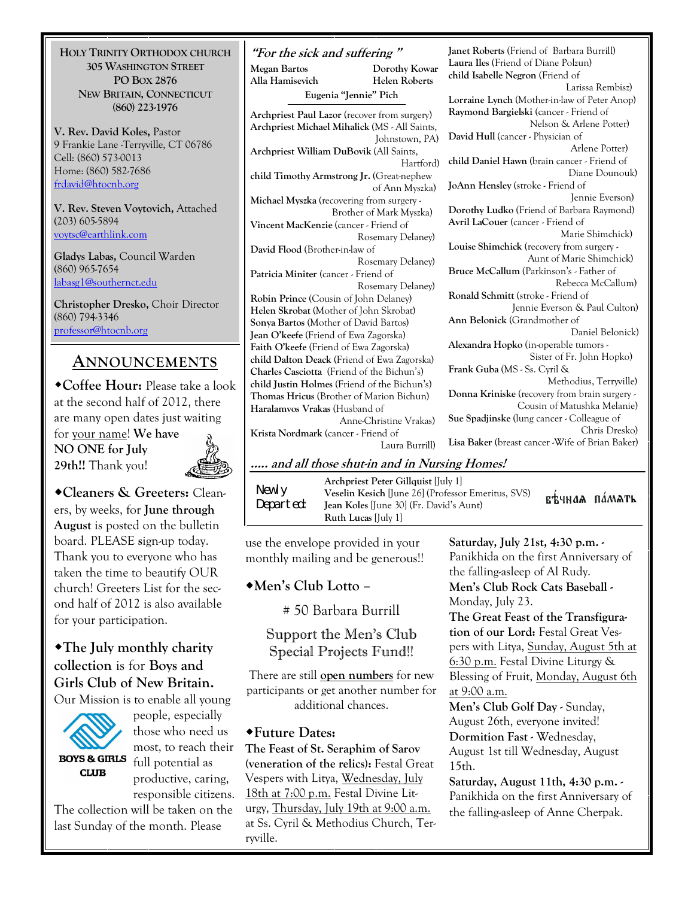**HOLY TRINITY ORTHODOX CHURCH**
**305 WASHINGTON STREET**
**PO BOX 2876**
**NEW BRITAIN, CONNECTICUT**
**(860) 223-1976**

**V. Rev. David Koles,** Pastor
9 Frankie Lane -Terryville, CT 06786
Cell: (860) 573-0013
Home: (860) 582-7686
frdavid@htocnb.org

**V. Rev. Steven Voytovich,** Attached
(203) 605-5894
voytsc@earthlink.com

**Gladys Labas,** Council Warden
(860) 965-7654
labasg1@southernct.edu

**Christopher Dresko,** Choir Director
(860) 794-3346
professor@htocnb.org

## ANNOUNCEMENTS

◆**Coffee Hour:** Please take a look at the second half of 2012, there are many open dates just waiting for your name! **We have NO ONE for July 29th!!** Thank you!

◆**Cleaners & Greeters:** Cleaners, by weeks, for **June through August** is posted on the bulletin board. PLEASE sign-up today. Thank you to everyone who has taken the time to beautify OUR church! Greeters List for the second half of 2012 is also available for your participation.

◆**The July monthly charity collection** is for **Boys and Girls Club of New Britain.** Our Mission is to enable all young people, especially those who need us most, to reach their full potential as productive, caring, responsible citizens.

BOYS & GIRLS CLUB

The collection will be taken on the last Sunday of the month. Please use the envelope provided in your monthly mailing and be generous!!

◆**Men's Club Lotto –**

# 50 Barbara Burrill

Support the Men's Club Special Projects Fund!!

There are still open numbers for new participants or get another number for additional chances.

◆**Future Dates:**

**The Feast of St. Seraphim of Sarov (veneration of the relics):** Festal Great Vespers with Litya, Wednesday, July 18th at 7:00 p.m. Festal Divine Liturgy, Thursday, July 19th at 9:00 a.m. at Ss. Cyril & Methodius Church, Terryville.

**Saturday, July 21st, 4:30 p.m. -** Panikhida on the first Anniversary of the falling-asleep of Al Rudy.

**Men's Club Rock Cats Baseball -** Monday, July 23.

**The Great Feast of the Transfiguration of our Lord:** Festal Great Vespers with Litya, Sunday, August 5th at 6:30 p.m. Festal Divine Liturgy & Blessing of Fruit, Monday, August 6th at 9:00 a.m.

**Men's Club Golf Day -** Sunday, August 26th, everyone invited!

**Dormition Fast -** Wednesday, August 1st till Wednesday, August 15th.

**Saturday, August 11th, 4:30 p.m. -** Panikhida on the first Anniversary of the falling-asleep of Anne Cherpak.

### *"For the sick and suffering"*

**Megan Bartos**
**Dorothy Kowar**
**Alla Hamisevich**
**Helen Roberts**
**Eugenia "Jennie" Pich**

**Archpriest Paul Lazor** (recover from surgery)
**Archpriest Michael Mihalick** (MS - All Saints, Johnstown, PA)
**Archpriest William DuBovik** (All Saints, Hartford)
**child Timothy Armstrong Jr.** (Great-nephew of Ann Myszka)
**Michael Myszka** (recovering from surgery - Brother of Mark Myszka)
**Vincent MacKenzie** (cancer - Friend of Rosemary Delaney)
**David Flood** (Brother-in-law of Rosemary Delaney)
**Patricia Miniter** (cancer - Friend of Rosemary Delaney)
**Robin Prince** (Cousin of John Delaney)
**Helen Skrobat** (Mother of John Skrobat)
**Sonya Bartos** (Mother of David Bartos)
**Jean O'keefe** (Friend of Ewa Zagorska)
**Faith O'keefe** (Friend of Ewa Zagorska)
**child Dalton Deack** (Friend of Ewa Zagorska)
**Charles Casciotta** (Friend of the Bichun's)
**child Justin Holmes** (Friend of the Bichun's)
**Thomas Hricus** (Brother of Marion Bichun)
**Haralamvos Vrakas** (Husband of Anne-Christine Vrakas)
**Krista Nordmark** (cancer - Friend of Laura Burrill)
**Janet Roberts** (Friend of Barbara Burrill)
**Laura Iles** (Friend of Diane Polzun)
**child Isabelle Negron** (Friend of Larissa Rembisz)
**Lorraine Lynch** (Mother-in-law of Peter Anop)
**Raymond Bargielski** (cancer - Friend of Nelson & Arlene Potter)
**David Hull** (cancer - Physician of Arlene Potter)
**child Daniel Hawn** (brain cancer - Friend of Diane Dounouk)
**JoAnn Hensley** (stroke - Friend of Jennie Everson)
**Dorothy Ludko** (Friend of Barbara Raymond)
**Avril LaCouer** (cancer - Friend of Marie Shimchick)
**Louise Shimchick** (recovery from surgery - Aunt of Marie Shimchick)
**Bruce McCallum** (Parkinson's - Father of Rebecca McCallum)
**Ronald Schmitt** (stroke - Friend of Jennie Everson & Paul Culton)
**Ann Belonick** (Grandmother of Daniel Belonick)
**Alexandra Hopko** (in-operable tumors - Sister of Fr. John Hopko)
**Frank Guba** (MS - Ss. Cyril & Methodius, Terryville)
**Donna Kriniske** (recovery from brain surgery - Cousin of Matushka Melanie)
**Sue Spadjinske** (lung cancer - Colleague of Chris Dresko)
**Lisa Baker** (breast cancer -Wife of Brian Baker)

***..... and all those shut-in and in Nursing Homes!***

**Newly Departed:**
**Archpriest Peter Gillquist** [July 1]
**Veselin Kesich** [June 26] (Professor Emeritus, SVS)
**Jean Koles** [June 30] (Fr. David's Aunt)
**Ruth Lucas** [July 1]

Вѣчная память